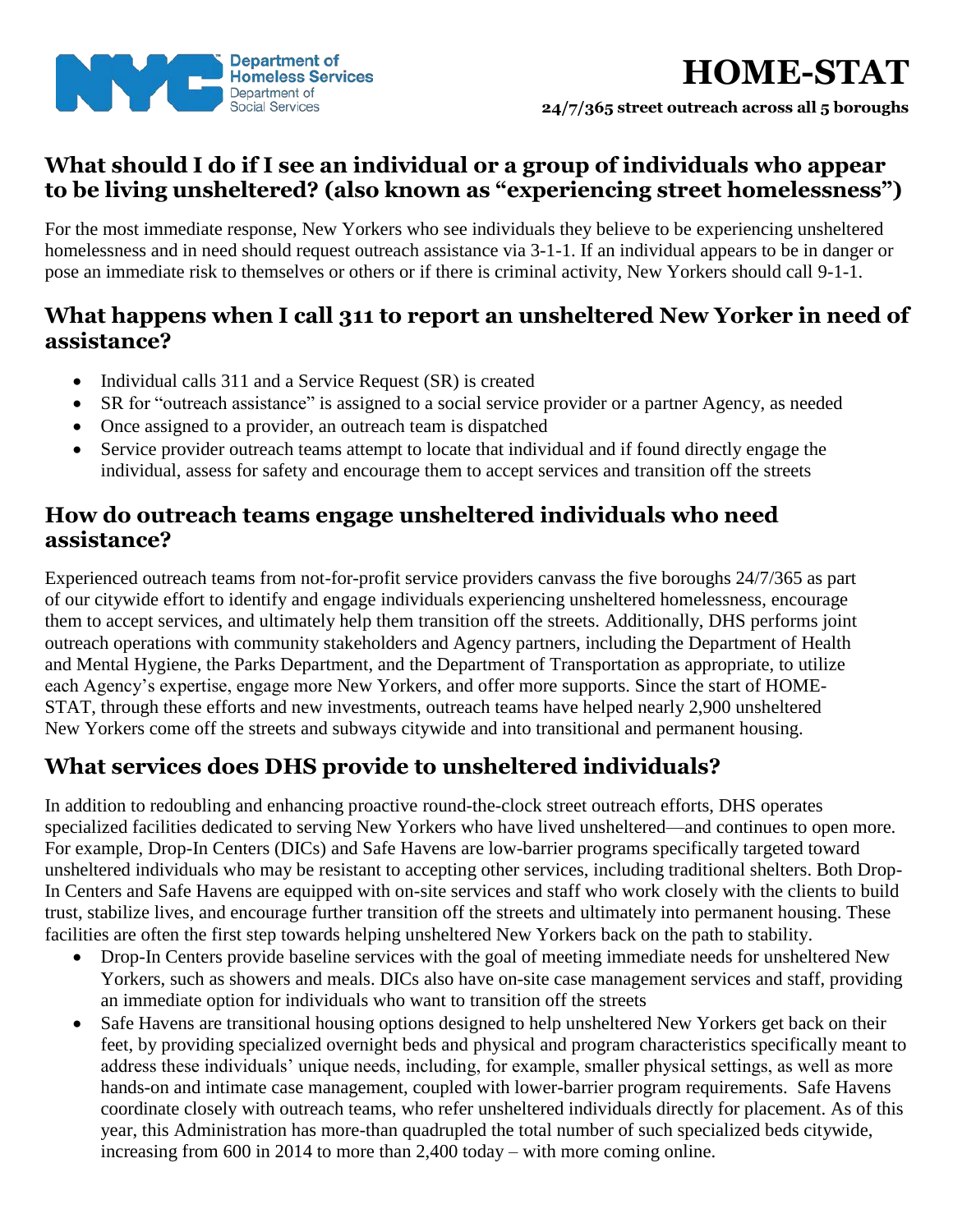NYC Department of Homeless Services
Department of Social Services

# HOME-STAT

**24/7/365 street outreach across all 5 boroughs**

## What should I do if I see an individual or a group of individuals who appear to be living unsheltered? (also known as "experiencing street homelessness")

For the most immediate response, New Yorkers who see individuals they believe to be experiencing unsheltered homelessness and in need should request outreach assistance via 3-1-1. If an individual appears to be in danger or pose an immediate risk to themselves or others or if there is criminal activity, New Yorkers should call 9-1-1.

## What happens when I call 311 to report an unsheltered New Yorker in need of assistance?

- Individual calls 311 and a Service Request (SR) is created
- SR for "outreach assistance" is assigned to a social service provider or a partner Agency, as needed
- Once assigned to a provider, an outreach team is dispatched
- Service provider outreach teams attempt to locate that individual and if found directly engage the individual, assess for safety and encourage them to accept services and transition off the streets

## How do outreach teams engage unsheltered individuals who need assistance?

Experienced outreach teams from not-for-profit service providers canvass the five boroughs 24/7/365 as part of our citywide effort to identify and engage individuals experiencing unsheltered homelessness, encourage them to accept services, and ultimately help them transition off the streets. Additionally, DHS performs joint outreach operations with community stakeholders and Agency partners, including the Department of Health and Mental Hygiene, the Parks Department, and the Department of Transportation as appropriate, to utilize each Agency's expertise, engage more New Yorkers, and offer more supports. Since the start of HOME-STAT, through these efforts and new investments, outreach teams have helped nearly 2,900 unsheltered New Yorkers come off the streets and subways citywide and into transitional and permanent housing.

## What services does DHS provide to unsheltered individuals?

In addition to redoubling and enhancing proactive round-the-clock street outreach efforts, DHS operates specialized facilities dedicated to serving New Yorkers who have lived unsheltered—and continues to open more. For example, Drop-In Centers (DICs) and Safe Havens are low-barrier programs specifically targeted toward unsheltered individuals who may be resistant to accepting other services, including traditional shelters. Both Drop-In Centers and Safe Havens are equipped with on-site services and staff who work closely with the clients to build trust, stabilize lives, and encourage further transition off the streets and ultimately into permanent housing. These facilities are often the first step towards helping unsheltered New Yorkers back on the path to stability.

- Drop-In Centers provide baseline services with the goal of meeting immediate needs for unsheltered New Yorkers, such as showers and meals. DICs also have on-site case management services and staff, providing an immediate option for individuals who want to transition off the streets
- Safe Havens are transitional housing options designed to help unsheltered New Yorkers get back on their feet, by providing specialized overnight beds and physical and program characteristics specifically meant to address these individuals' unique needs, including, for example, smaller physical settings, as well as more hands-on and intimate case management, coupled with lower-barrier program requirements. Safe Havens coordinate closely with outreach teams, who refer unsheltered individuals directly for placement. As of this year, this Administration has more-than quadrupled the total number of such specialized beds citywide, increasing from 600 in 2014 to more than 2,400 today – with more coming online.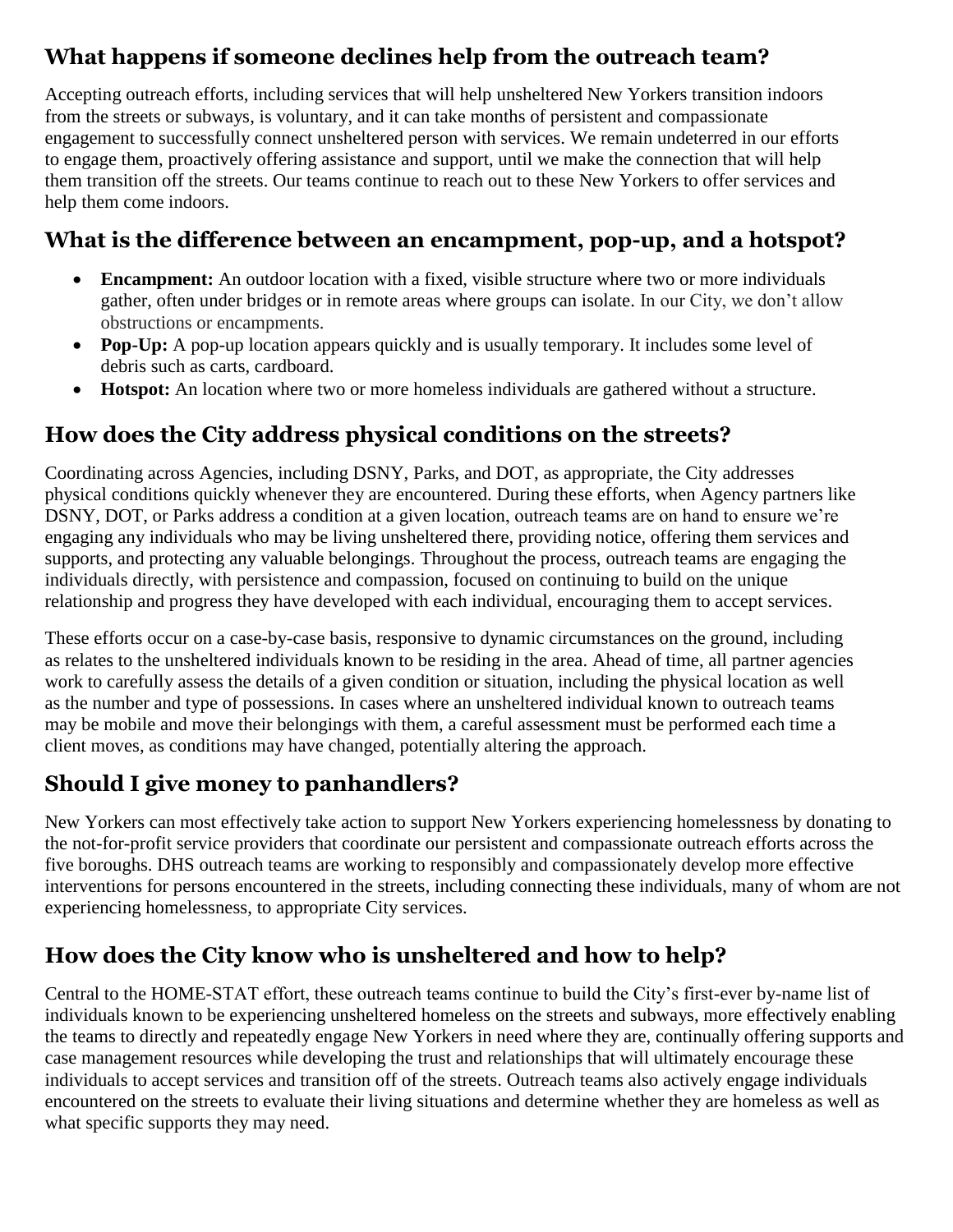## What happens if someone declines help from the outreach team?

Accepting outreach efforts, including services that will help unsheltered New Yorkers transition indoors from the streets or subways, is voluntary, and it can take months of persistent and compassionate engagement to successfully connect unsheltered person with services. We remain undeterred in our efforts to engage them, proactively offering assistance and support, until we make the connection that will help them transition off the streets. Our teams continue to reach out to these New Yorkers to offer services and help them come indoors.

## What is the difference between an encampment, pop-up, and a hotspot?

- **Encampment:** An outdoor location with a fixed, visible structure where two or more individuals gather, often under bridges or in remote areas where groups can isolate. In our City, we don't allow obstructions or encampments.
- **Pop-Up:** A pop-up location appears quickly and is usually temporary. It includes some level of debris such as carts, cardboard.
- **Hotspot:** An location where two or more homeless individuals are gathered without a structure.

## How does the City address physical conditions on the streets?

Coordinating across Agencies, including DSNY, Parks, and DOT, as appropriate, the City addresses physical conditions quickly whenever they are encountered. During these efforts, when Agency partners like DSNY, DOT, or Parks address a condition at a given location, outreach teams are on hand to ensure we're engaging any individuals who may be living unsheltered there, providing notice, offering them services and supports, and protecting any valuable belongings. Throughout the process, outreach teams are engaging the individuals directly, with persistence and compassion, focused on continuing to build on the unique relationship and progress they have developed with each individual, encouraging them to accept services.

These efforts occur on a case-by-case basis, responsive to dynamic circumstances on the ground, including as relates to the unsheltered individuals known to be residing in the area. Ahead of time, all partner agencies work to carefully assess the details of a given condition or situation, including the physical location as well as the number and type of possessions. In cases where an unsheltered individual known to outreach teams may be mobile and move their belongings with them, a careful assessment must be performed each time a client moves, as conditions may have changed, potentially altering the approach.

## Should I give money to panhandlers?

New Yorkers can most effectively take action to support New Yorkers experiencing homelessness by donating to the not-for-profit service providers that coordinate our persistent and compassionate outreach efforts across the five boroughs. DHS outreach teams are working to responsibly and compassionately develop more effective interventions for persons encountered in the streets, including connecting these individuals, many of whom are not experiencing homelessness, to appropriate City services.

## How does the City know who is unsheltered and how to help?

Central to the HOME-STAT effort, these outreach teams continue to build the City's first-ever by-name list of individuals known to be experiencing unsheltered homeless on the streets and subways, more effectively enabling the teams to directly and repeatedly engage New Yorkers in need where they are, continually offering supports and case management resources while developing the trust and relationships that will ultimately encourage these individuals to accept services and transition off of the streets. Outreach teams also actively engage individuals encountered on the streets to evaluate their living situations and determine whether they are homeless as well as what specific supports they may need.